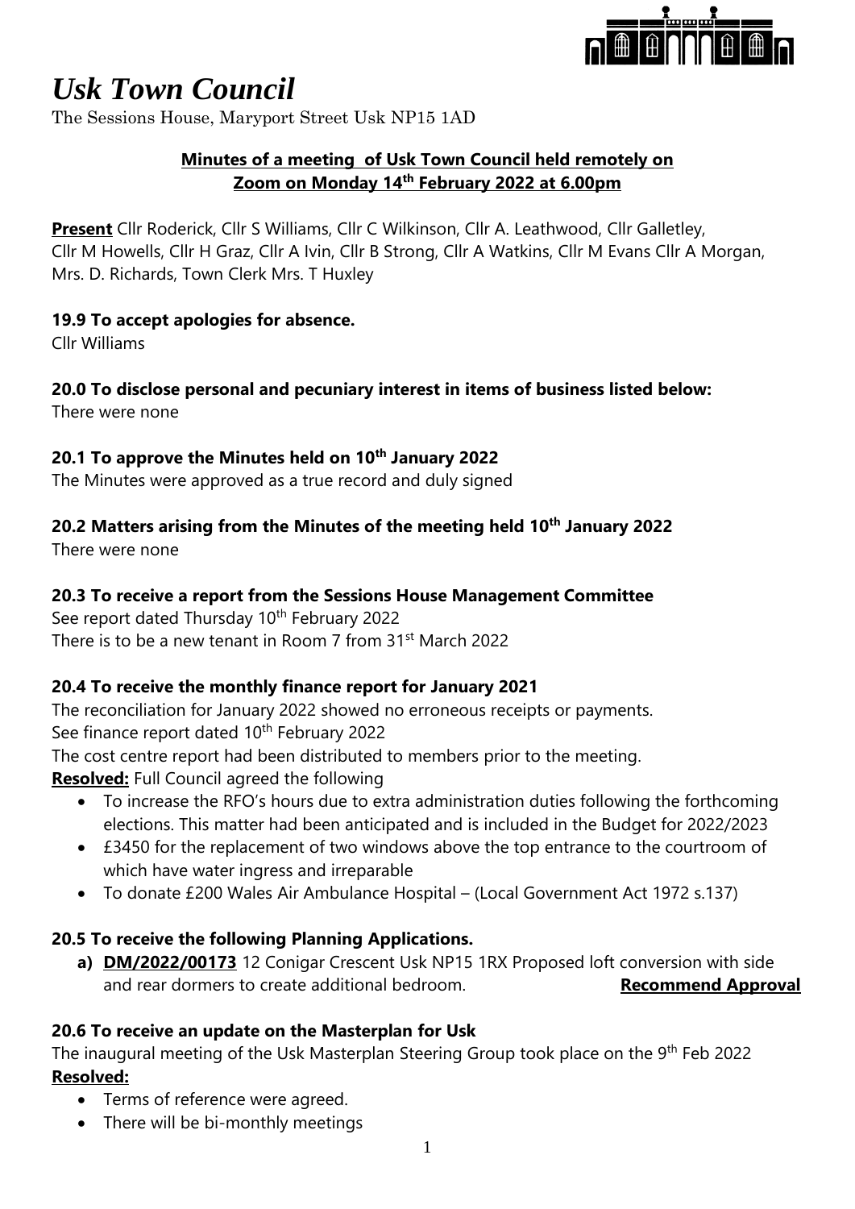# *Usk Town Council*

The Sessions House, Maryport Street Usk NP15 1AD

**Minutes of a meeting of Usk Town Council held remotely on Zoom on Monday 14th February 2022 at 6.00pm**

**Present** Cllr Roderick, Cllr S Williams, Cllr C Wilkinson, Cllr A. Leathwood, Cllr Galletley, Cllr M Howells, Cllr H Graz, Cllr A Ivin, Cllr B Strong, Cllr A Watkins, Cllr M Evans Cllr A Morgan, Mrs. D. Richards, Town Clerk Mrs. T Huxley

### 19.9 To accept apologies for absence.

Cllr Williams

### 20.0 To disclose personal and pecuniary interest in items of business listed below:

There were none

### 20.1 To approve the Minutes held on 10th January 2022

The Minutes were approved as a true record and duly signed

### 20.2 Matters arising from the Minutes of the meeting held 10th January 2022

There were none

### 20.3 To receive a report from the Sessions House Management Committee

See report dated Thursday 10th February 2022
There is to be a new tenant in Room 7 from 31st March 2022

### 20.4 To receive the monthly finance report for January 2021

The reconciliation for January 2022 showed no erroneous receipts or payments.
See finance report dated 10th February 2022
The cost centre report had been distributed to members prior to the meeting.
**Resolved:** Full Council agreed the following

- To increase the RFO's hours due to extra administration duties following the forthcoming elections. This matter had been anticipated and is included in the Budget for 2022/2023
- £3450 for the replacement of two windows above the top entrance to the courtroom of which have water ingress and irreparable
- To donate £200 Wales Air Ambulance Hospital – (Local Government Act 1972 s.137)

### 20.5 To receive the following Planning Applications.

a) **DM/2022/00173** 12 Conigar Crescent Usk NP15 1RX Proposed loft conversion with side and rear dormers to create additional bedroom. **Recommend Approval**

### 20.6 To receive an update on the Masterplan for Usk

The inaugural meeting of the Usk Masterplan Steering Group took place on the 9th Feb 2022
**Resolved:**

- Terms of reference were agreed.
- There will be bi-monthly meetings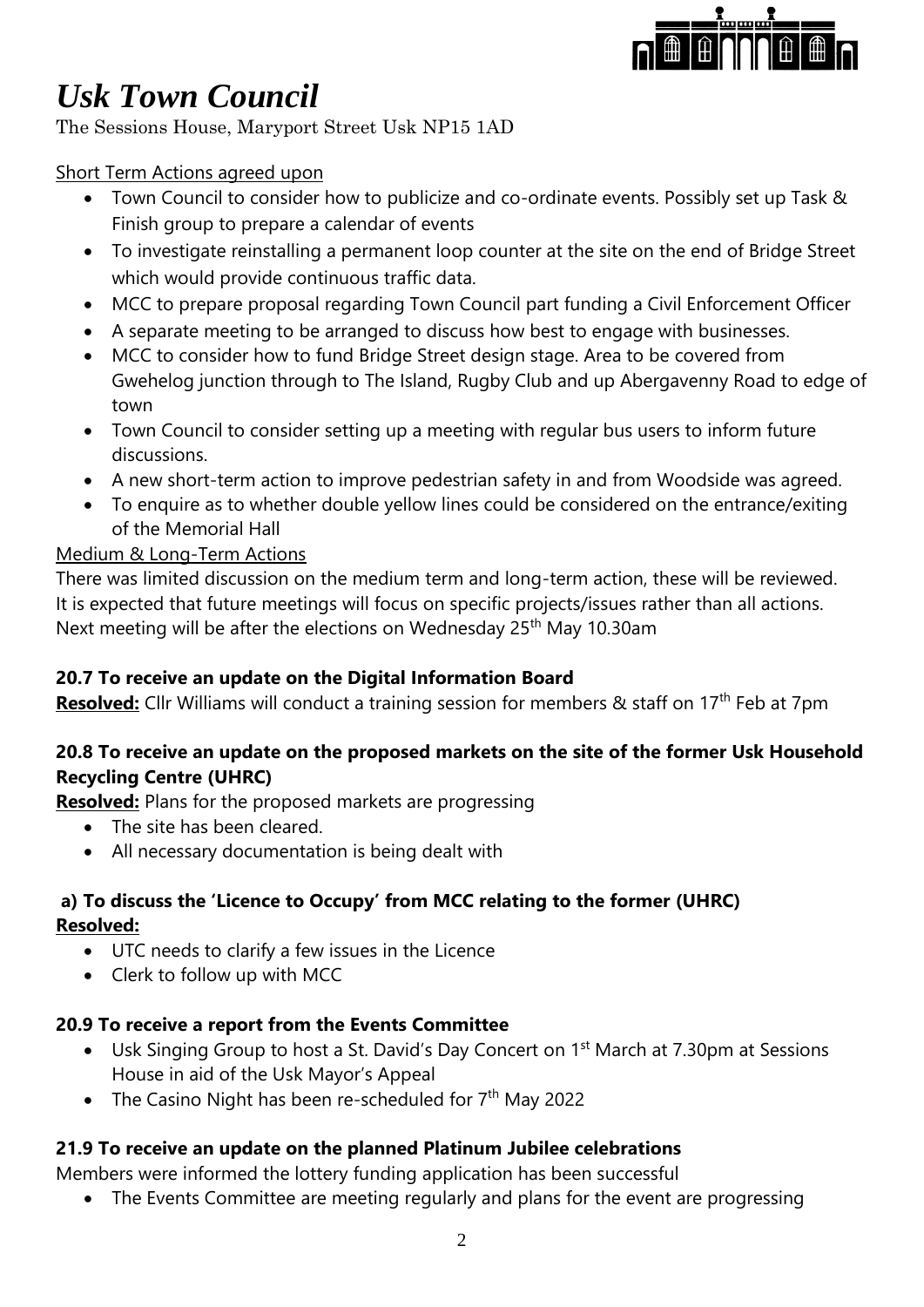# *Usk Town Council*

The Sessions House, Maryport Street Usk NP15 1AD

Short Term Actions agreed upon

- Town Council to consider how to publicize and co-ordinate events. Possibly set up Task & Finish group to prepare a calendar of events
- To investigate reinstalling a permanent loop counter at the site on the end of Bridge Street which would provide continuous traffic data.
- MCC to prepare proposal regarding Town Council part funding a Civil Enforcement Officer
- A separate meeting to be arranged to discuss how best to engage with businesses.
- MCC to consider how to fund Bridge Street design stage. Area to be covered from Gwehelog junction through to The Island, Rugby Club and up Abergavenny Road to edge of town
- Town Council to consider setting up a meeting with regular bus users to inform future discussions.
- A new short-term action to improve pedestrian safety in and from Woodside was agreed.
- To enquire as to whether double yellow lines could be considered on the entrance/exiting of the Memorial Hall

Medium & Long-Term Actions

There was limited discussion on the medium term and long-term action, these will be reviewed. It is expected that future meetings will focus on specific projects/issues rather than all actions. Next meeting will be after the elections on Wednesday 25th May 10.30am

**20.7 To receive an update on the Digital Information Board**

**Resolved:** Cllr Williams will conduct a training session for members & staff on 17th Feb at 7pm

**20.8 To receive an update on the proposed markets on the site of the former Usk Household Recycling Centre (UHRC)**

**Resolved:** Plans for the proposed markets are progressing

- The site has been cleared.
- All necessary documentation is being dealt with

**a) To discuss the 'Licence to Occupy' from MCC relating to the former (UHRC)**

**Resolved:**

- UTC needs to clarify a few issues in the Licence
- Clerk to follow up with MCC

**20.9 To receive a report from the Events Committee**

- Usk Singing Group to host a St. David's Day Concert on 1st March at 7.30pm at Sessions House in aid of the Usk Mayor's Appeal
- The Casino Night has been re-scheduled for 7th May 2022

**21.9 To receive an update on the planned Platinum Jubilee celebrations**

Members were informed the lottery funding application has been successful

- The Events Committee are meeting regularly and plans for the event are progressing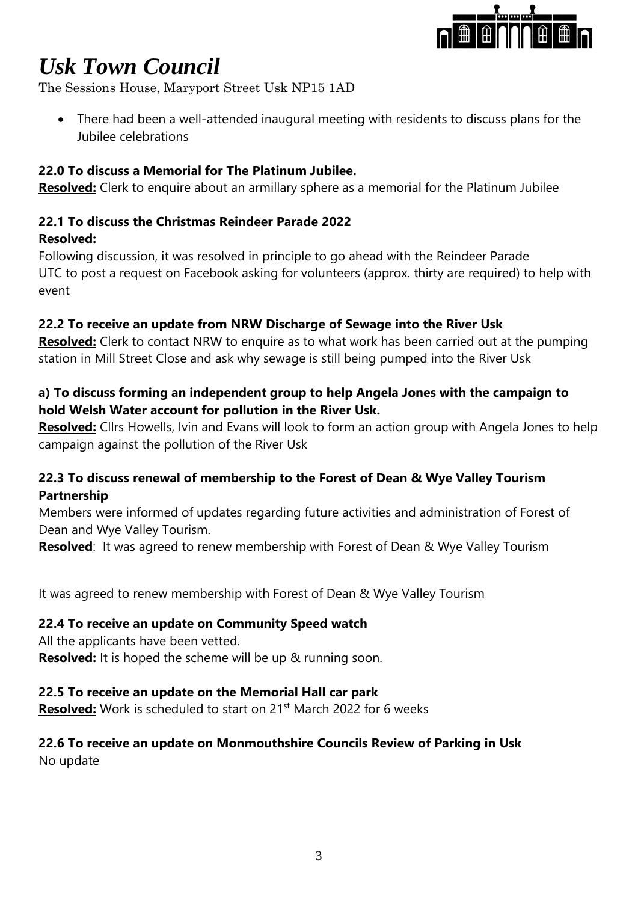- There had been a well-attended inaugural meeting with residents to discuss plans for the Jubilee celebrations

**22.0 To discuss a Memorial for The Platinum Jubilee.**

**Resolved:** Clerk to enquire about an armillary sphere as a memorial for the Platinum Jubilee

**22.1 To discuss the Christmas Reindeer Parade 2022**

**Resolved:**

Following discussion, it was resolved in principle to go ahead with the Reindeer Parade
UTC to post a request on Facebook asking for volunteers (approx. thirty are required) to help with event

**22.2 To receive an update from NRW Discharge of Sewage into the River Usk**

**Resolved:** Clerk to contact NRW to enquire as to what work has been carried out at the pumping station in Mill Street Close and ask why sewage is still being pumped into the River Usk

**a) To discuss forming an independent group to help Angela Jones with the campaign to hold Welsh Water account for pollution in the River Usk.**

**Resolved:** Cllrs Howells, Ivin and Evans will look to form an action group with Angela Jones to help campaign against the pollution of the River Usk

**22.3 To discuss renewal of membership to the Forest of Dean & Wye Valley Tourism Partnership**

Members were informed of updates regarding future activities and administration of Forest of Dean and Wye Valley Tourism.

**Resolved**: It was agreed to renew membership with Forest of Dean & Wye Valley Tourism

It was agreed to renew membership with Forest of Dean & Wye Valley Tourism

**22.4 To receive an update on Community Speed watch**

All the applicants have been vetted.

**Resolved:** It is hoped the scheme will be up & running soon.

**22.5 To receive an update on the Memorial Hall car park**

**Resolved:** Work is scheduled to start on 21st March 2022 for 6 weeks

**22.6 To receive an update on Monmouthshire Councils Review of Parking in Usk**

No update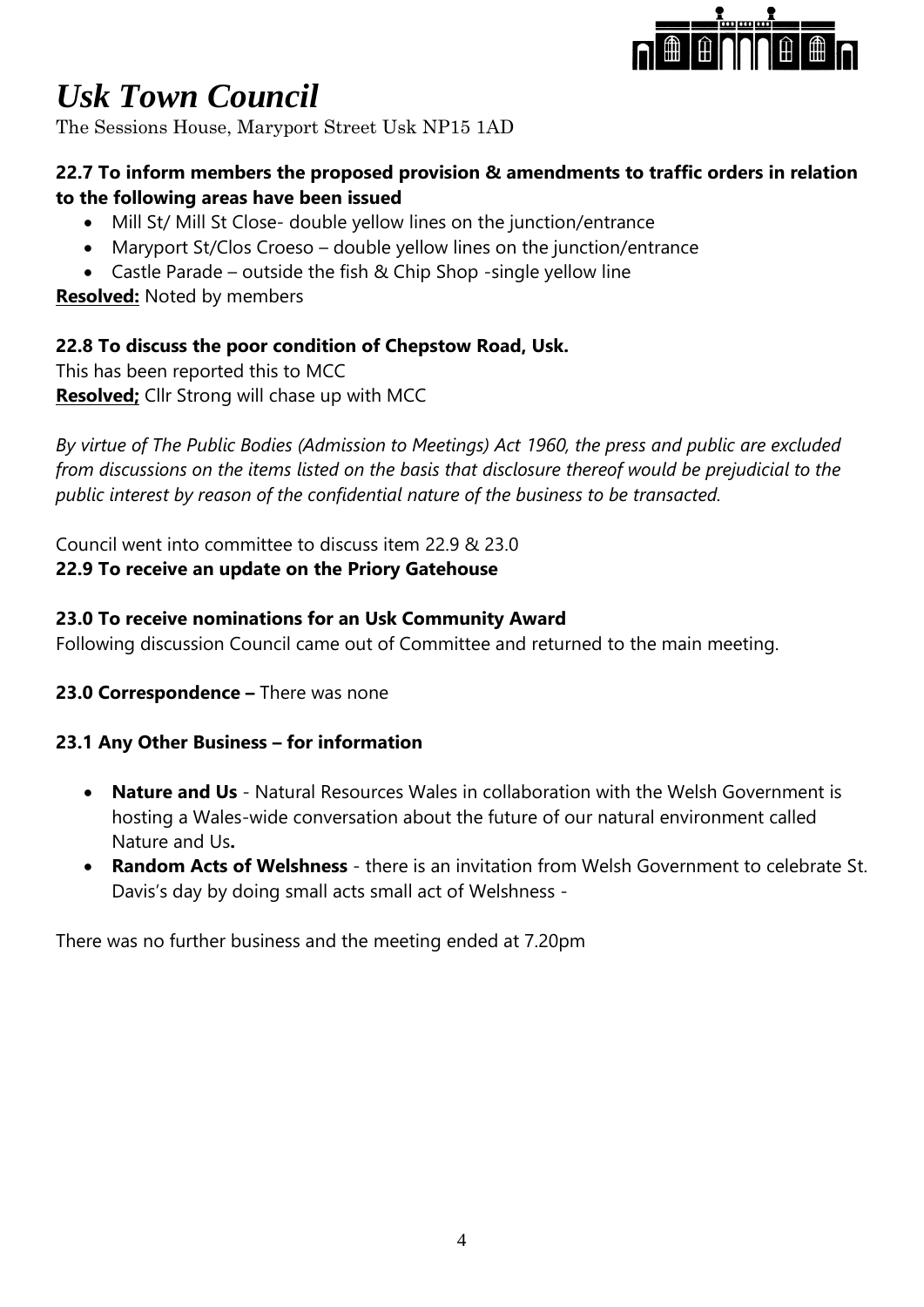# *Usk Town Council*

The Sessions House, Maryport Street Usk NP15 1AD

**22.7 To inform members the proposed provision & amendments to traffic orders in relation to the following areas have been issued**

- Mill St/ Mill St Close- double yellow lines on the junction/entrance
- Maryport St/Clos Croeso – double yellow lines on the junction/entrance
- Castle Parade – outside the fish & Chip Shop -single yellow line

**Resolved:** Noted by members

**22.8 To discuss the poor condition of Chepstow Road, Usk.**

This has been reported this to MCC

**Resolved;** Cllr Strong will chase up with MCC

*By virtue of The Public Bodies (Admission to Meetings) Act 1960, the press and public are excluded from discussions on the items listed on the basis that disclosure thereof would be prejudicial to the public interest by reason of the confidential nature of the business to be transacted.*

Council went into committee to discuss item 22.9 & 23.0

**22.9 To receive an update on the Priory Gatehouse**

**23.0 To receive nominations for an Usk Community Award**

Following discussion Council came out of Committee and returned to the main meeting.

**23.0 Correspondence –** There was none

**23.1 Any Other Business – for information**

- **Nature and Us** - Natural Resources Wales in collaboration with the Welsh Government is hosting a Wales-wide conversation about the future of our natural environment called Nature and Us**.**
- **Random Acts of Welshness** - there is an invitation from Welsh Government to celebrate St. Davis's day by doing small acts small act of Welshness -

There was no further business and the meeting ended at 7.20pm